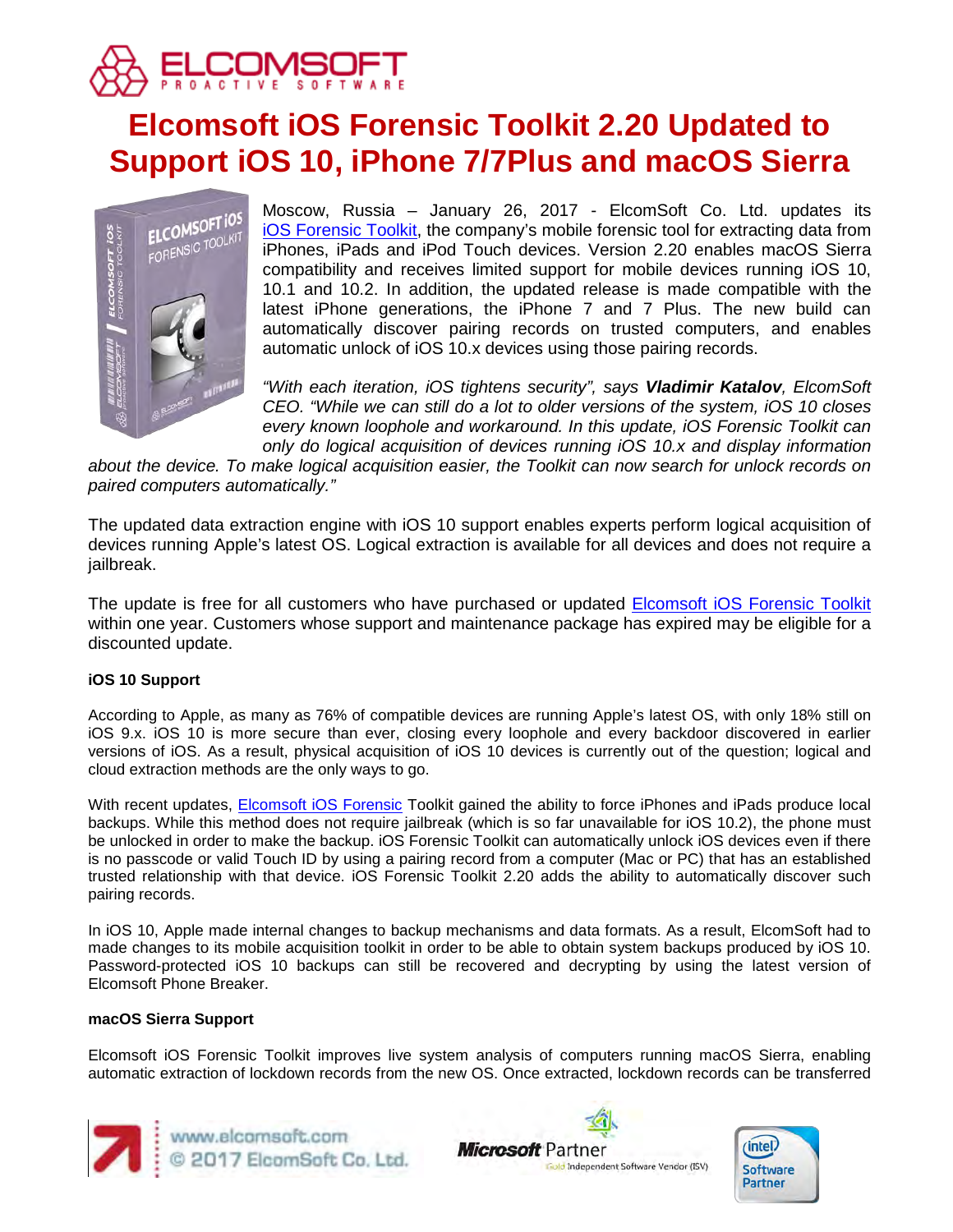# Elcomsoft iOS Forensic Toolkit 2.20 Updated to Support iOS 10, iPhone 7/7Plus and macOS Sierra

Moscow, Russia – January 26, 2017 - ElcomSoft Co. Ltd. updates its iOS Forensic Toolkit, the company's mobile forensic tool for extracting data from iPhones, iPads and iPod Touch devices. Version 2.20 enables macOS Sierra compatibility and receives limited support for mobile devices running iOS 10, 10.1 and 10.2. In addition, the updated release is made compatible with the latest iPhone generations, the iPhone 7 and 7 Plus. The new build can automatically discover pairing records on trusted computers, and enables automatic unlock of iOS 10.x devices using those pairing records.

*"With each iteration, iOS tightens security", says* ***Vladimir Katalov****, ElcomSoft CEO. "While we can still do a lot to older versions of the system, iOS 10 closes every known loophole and workaround. In this update, iOS Forensic Toolkit can only do logical acquisition of devices running iOS 10.x and display information about the device. To make logical acquisition easier, the Toolkit can now search for unlock records on paired computers automatically."*

The updated data extraction engine with iOS 10 support enables experts perform logical acquisition of devices running Apple's latest OS. Logical extraction is available for all devices and does not require a jailbreak.

The update is free for all customers who have purchased or updated Elcomsoft iOS Forensic Toolkit within one year. Customers whose support and maintenance package has expired may be eligible for a discounted update.

### iOS 10 Support

According to Apple, as many as 76% of compatible devices are running Apple's latest OS, with only 18% still on iOS 9.x. iOS 10 is more secure than ever, closing every loophole and every backdoor discovered in earlier versions of iOS. As a result, physical acquisition of iOS 10 devices is currently out of the question; logical and cloud extraction methods are the only ways to go.

With recent updates, Elcomsoft iOS Forensic Toolkit gained the ability to force iPhones and iPads produce local backups. While this method does not require jailbreak (which is so far unavailable for iOS 10.2), the phone must be unlocked in order to make the backup. iOS Forensic Toolkit can automatically unlock iOS devices even if there is no passcode or valid Touch ID by using a pairing record from a computer (Mac or PC) that has an established trusted relationship with that device. iOS Forensic Toolkit 2.20 adds the ability to automatically discover such pairing records.

In iOS 10, Apple made internal changes to backup mechanisms and data formats. As a result, ElcomSoft had to made changes to its mobile acquisition toolkit in order to be able to obtain system backups produced by iOS 10. Password-protected iOS 10 backups can still be recovered and decrypting by using the latest version of Elcomsoft Phone Breaker.

### macOS Sierra Support

Elcomsoft iOS Forensic Toolkit improves live system analysis of computers running macOS Sierra, enabling automatic extraction of lockdown records from the new OS. Once extracted, lockdown records can be transferred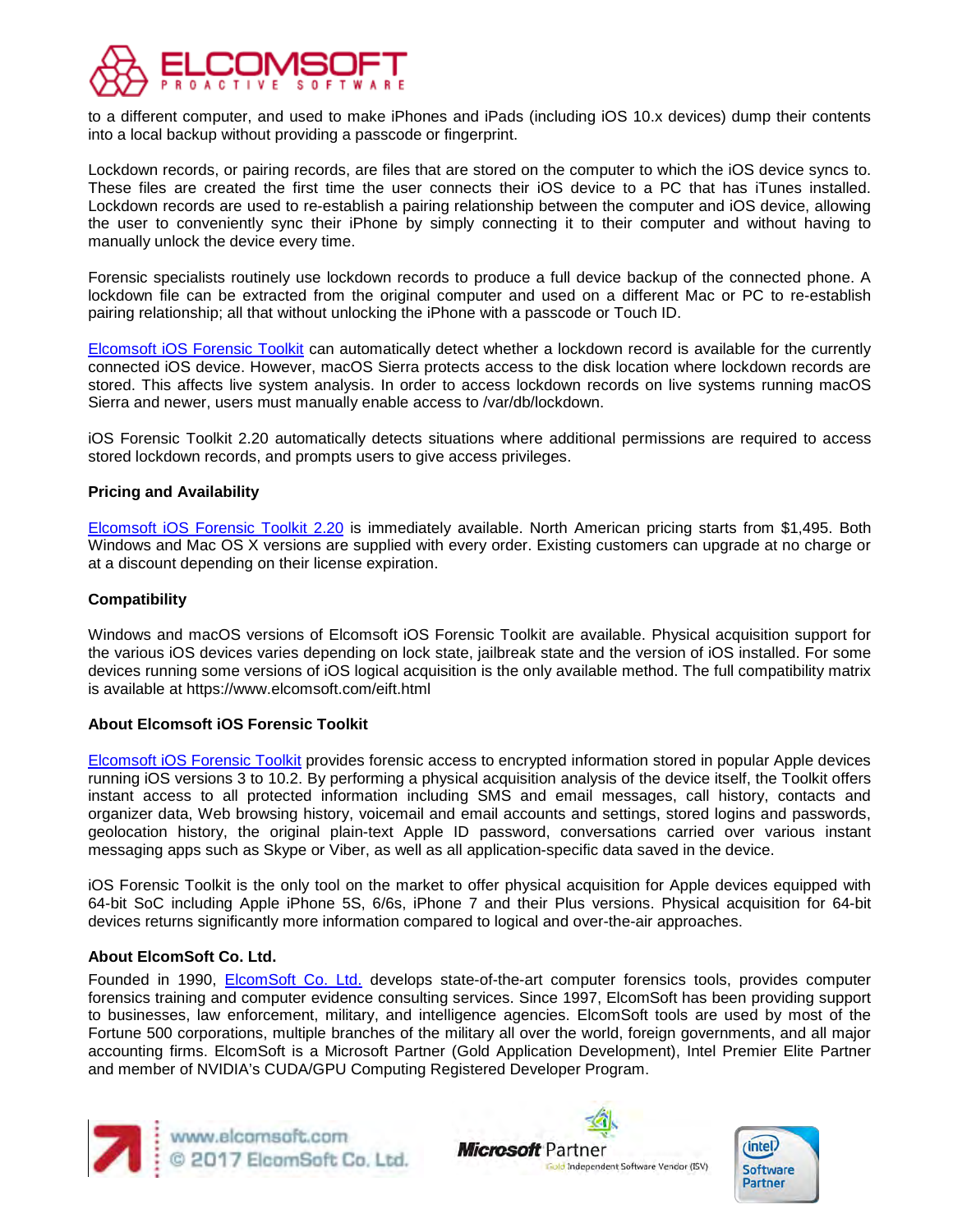to a different computer, and used to make iPhones and iPads (including iOS 10.x devices) dump their contents into a local backup without providing a passcode or fingerprint.

Lockdown records, or pairing records, are files that are stored on the computer to which the iOS device syncs to. These files are created the first time the user connects their iOS device to a PC that has iTunes installed. Lockdown records are used to re-establish a pairing relationship between the computer and iOS device, allowing the user to conveniently sync their iPhone by simply connecting it to their computer and without having to manually unlock the device every time.

Forensic specialists routinely use lockdown records to produce a full device backup of the connected phone. A lockdown file can be extracted from the original computer and used on a different Mac or PC to re-establish pairing relationship; all that without unlocking the iPhone with a passcode or Touch ID.

Elcomsoft iOS Forensic Toolkit can automatically detect whether a lockdown record is available for the currently connected iOS device. However, macOS Sierra protects access to the disk location where lockdown records are stored. This affects live system analysis. In order to access lockdown records on live systems running macOS Sierra and newer, users must manually enable access to /var/db/lockdown.

iOS Forensic Toolkit 2.20 automatically detects situations where additional permissions are required to access stored lockdown records, and prompts users to give access privileges.

**Pricing and Availability**

Elcomsoft iOS Forensic Toolkit 2.20 is immediately available. North American pricing starts from $1,495. Both Windows and Mac OS X versions are supplied with every order. Existing customers can upgrade at no charge or at a discount depending on their license expiration.

**Compatibility**

Windows and macOS versions of Elcomsoft iOS Forensic Toolkit are available. Physical acquisition support for the various iOS devices varies depending on lock state, jailbreak state and the version of iOS installed. For some devices running some versions of iOS logical acquisition is the only available method. The full compatibility matrix is available at https://www.elcomsoft.com/eift.html

**About Elcomsoft iOS Forensic Toolkit**

Elcomsoft iOS Forensic Toolkit provides forensic access to encrypted information stored in popular Apple devices running iOS versions 3 to 10.2. By performing a physical acquisition analysis of the device itself, the Toolkit offers instant access to all protected information including SMS and email messages, call history, contacts and organizer data, Web browsing history, voicemail and email accounts and settings, stored logins and passwords, geolocation history, the original plain-text Apple ID password, conversations carried over various instant messaging apps such as Skype or Viber, as well as all application-specific data saved in the device.

iOS Forensic Toolkit is the only tool on the market to offer physical acquisition for Apple devices equipped with 64-bit SoC including Apple iPhone 5S, 6/6s, iPhone 7 and their Plus versions. Physical acquisition for 64-bit devices returns significantly more information compared to logical and over-the-air approaches.

**About ElcomSoft Co. Ltd.**

Founded in 1990, ElcomSoft Co. Ltd. develops state-of-the-art computer forensics tools, provides computer forensics training and computer evidence consulting services. Since 1997, ElcomSoft has been providing support to businesses, law enforcement, military, and intelligence agencies. ElcomSoft tools are used by most of the Fortune 500 corporations, multiple branches of the military all over the world, foreign governments, and all major accounting firms. ElcomSoft is a Microsoft Partner (Gold Application Development), Intel Premier Elite Partner and member of NVIDIA's CUDA/GPU Computing Registered Developer Program.

www.elcomsoft.com
© 2017 ElcomSoft Co. Ltd.